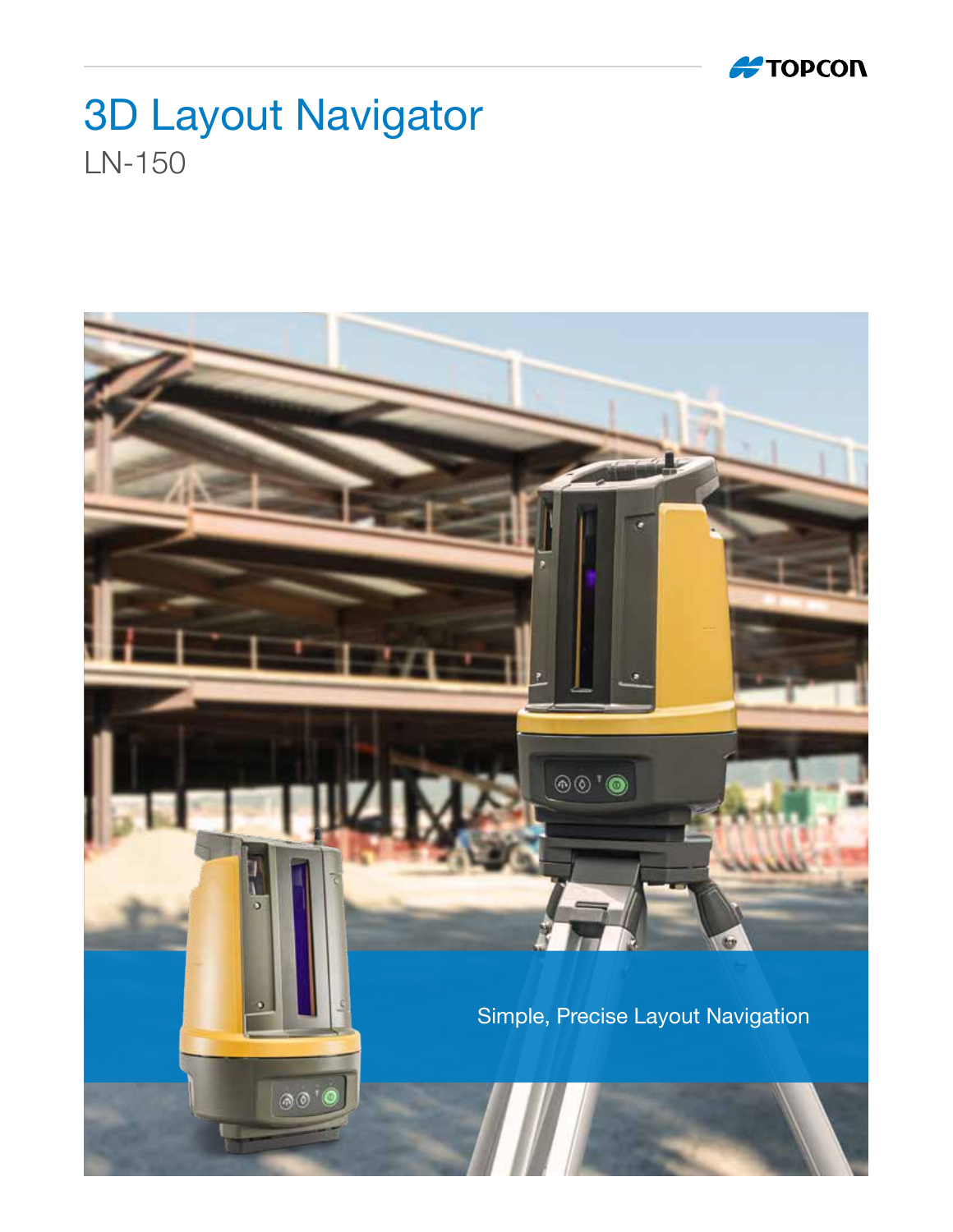# 3D Layout Navigator

LN-150

Simple, Precise Layout Navigation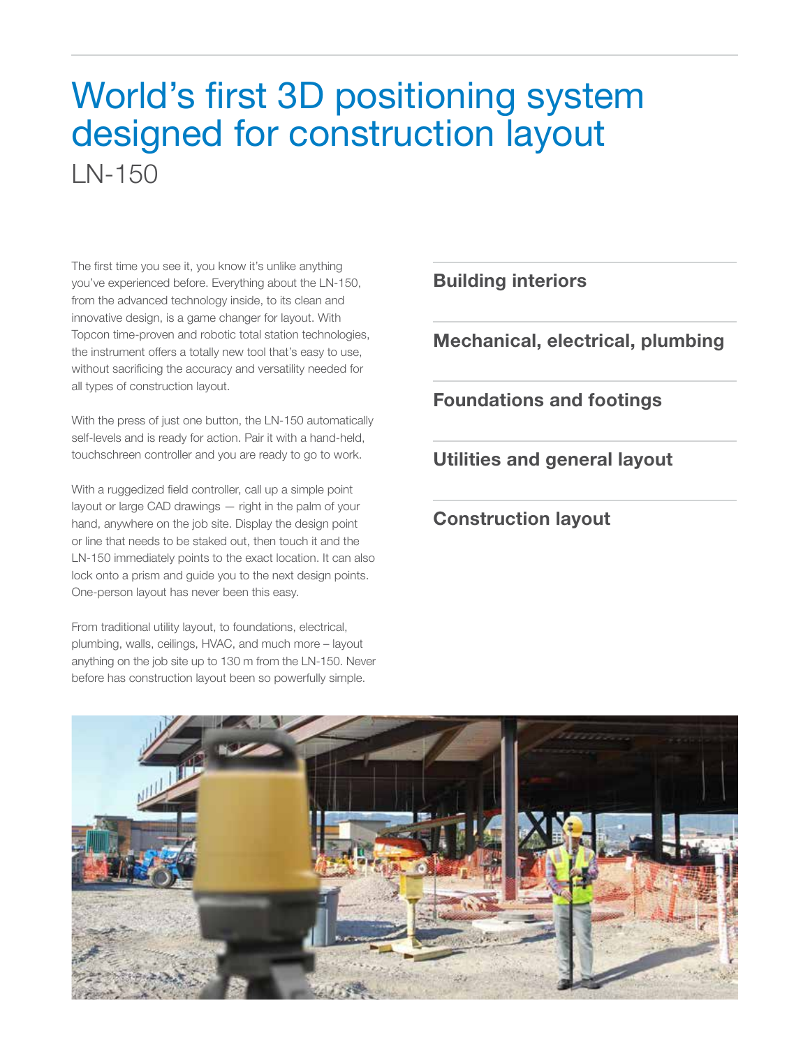# World's first 3D positioning system designed for construction layout

## LN-150

The first time you see it, you know it's unlike anything you've experienced before. Everything about the LN-150, from the advanced technology inside, to its clean and innovative design, is a game changer for layout. With Topcon time-proven and robotic total station technologies, the instrument offers a totally new tool that's easy to use, without sacrificing the accuracy and versatility needed for all types of construction layout.

With the press of just one button, the LN-150 automatically self-levels and is ready for action. Pair it with a hand-held, touchscreen controller and you are ready to go to work.

With a ruggedized field controller, call up a simple point layout or large CAD drawings — right in the palm of your hand, anywhere on the job site. Display the design point or line that needs to be staked out, then touch it and the LN-150 immediately points to the exact location. It can also lock onto a prism and guide you to the next design points. One-person layout has never been this easy.

From traditional utility layout, to foundations, electrical, plumbing, walls, ceilings, HVAC, and much more – layout anything on the job site up to 130 m from the LN-150. Never before has construction layout been so powerfully simple.

### Building interiors

### Mechanical, electrical, plumbing

### Foundations and footings

### Utilities and general layout

### Construction layout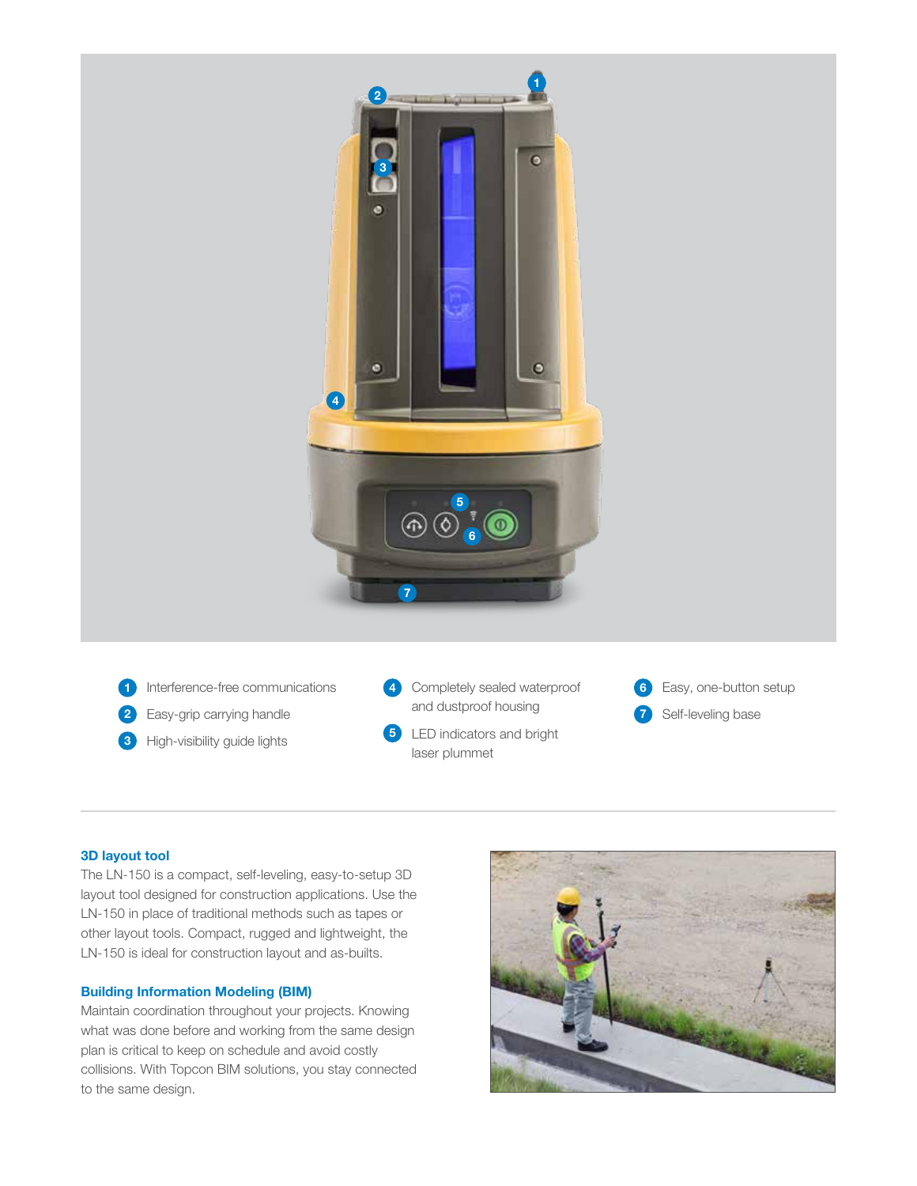1. Interference-free communications
2. Easy-grip carrying handle
3. High-visibility guide lights
4. Completely sealed waterproof and dustproof housing
5. LED indicators and bright laser plummet
6. Easy, one-button setup
7. Self-leveling base

---

### 3D layout tool

The LN-150 is a compact, self-leveling, easy-to-setup 3D layout tool designed for construction applications. Use the LN-150 in place of traditional methods such as tapes or other layout tools. Compact, rugged and lightweight, the LN-150 is ideal for construction layout and as-builts.

### Building Information Modeling (BIM)

Maintain coordination throughout your projects. Knowing what was done before and working from the same design plan is critical to keep on schedule and avoid costly collisions. With Topcon BIM solutions, you stay connected to the same design.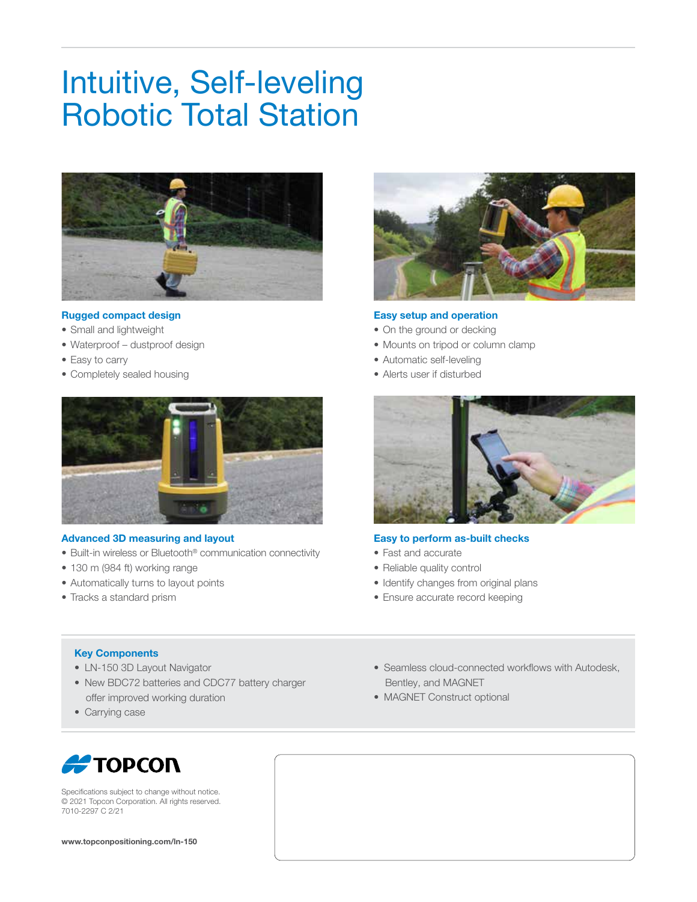# Intuitive, Self-leveling Robotic Total Station

### Rugged compact design

- Small and lightweight
- Waterproof – dustproof design
- Easy to carry
- Completely sealed housing

### Easy setup and operation

- On the ground or decking
- Mounts on tripod or column clamp
- Automatic self-leveling
- Alerts user if disturbed

### Advanced 3D measuring and layout

- Built-in wireless or Bluetooth® communication connectivity
- 130 m (984 ft) working range
- Automatically turns to layout points
- Tracks a standard prism

### Easy to perform as-built checks

- Fast and accurate
- Reliable quality control
- Identify changes from original plans
- Ensure accurate record keeping

### Key Components

- LN-150 3D Layout Navigator
- New BDC72 batteries and CDC77 battery charger offer improved working duration
- Carrying case
- Seamless cloud-connected workflows with Autodesk, Bentley, and MAGNET
- MAGNET Construct optional

TOPCON

Specifications subject to change without notice.
© 2021 Topcon Corporation. All rights reserved.
7010-2297 C 2/21

**www.topconpositioning.com/ln-150**